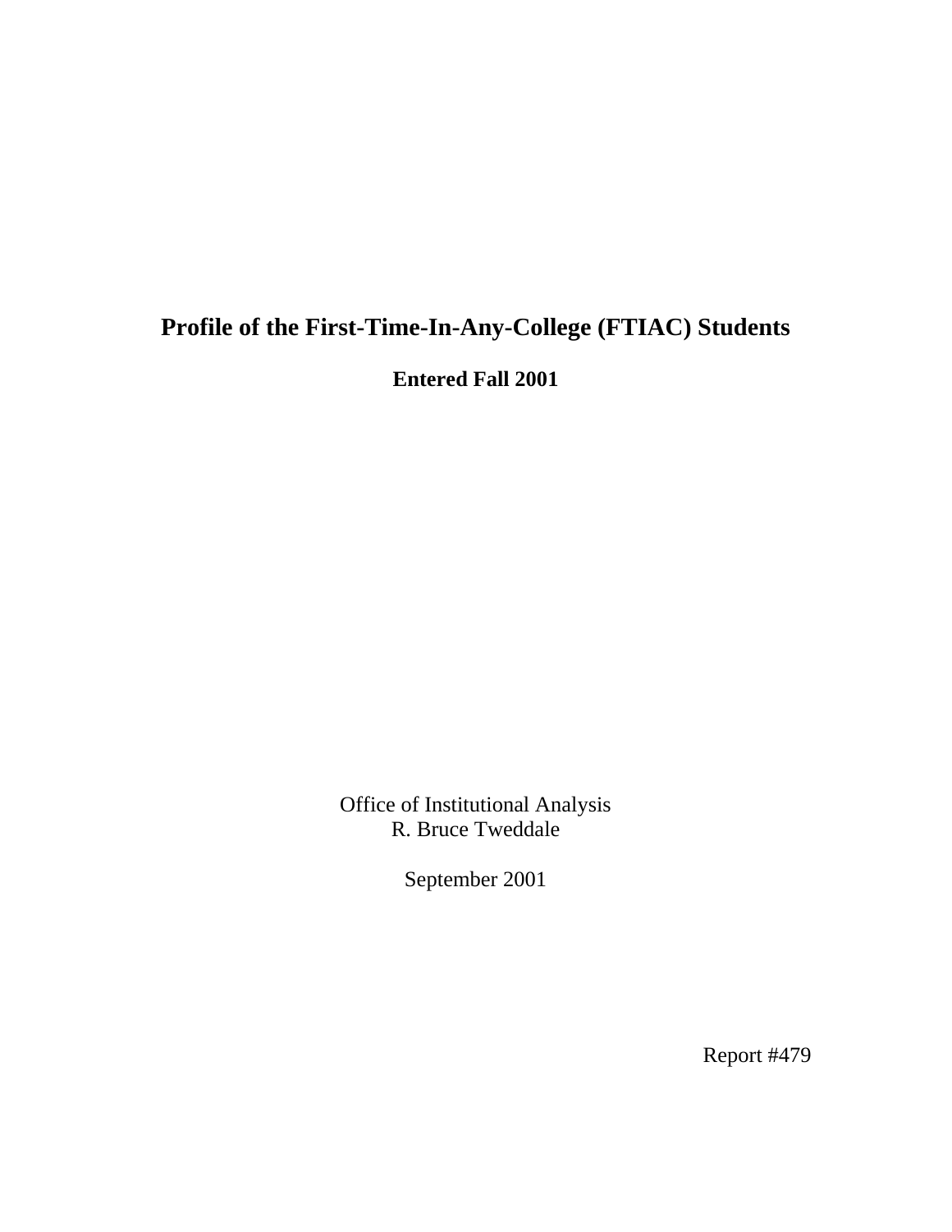# Profile of the First-Time-In-Any-College (FTIAC) Students

**Entered Fall 2001**

Office of Institutional Analysis
R. Bruce Tweddale

September 2001

Report #479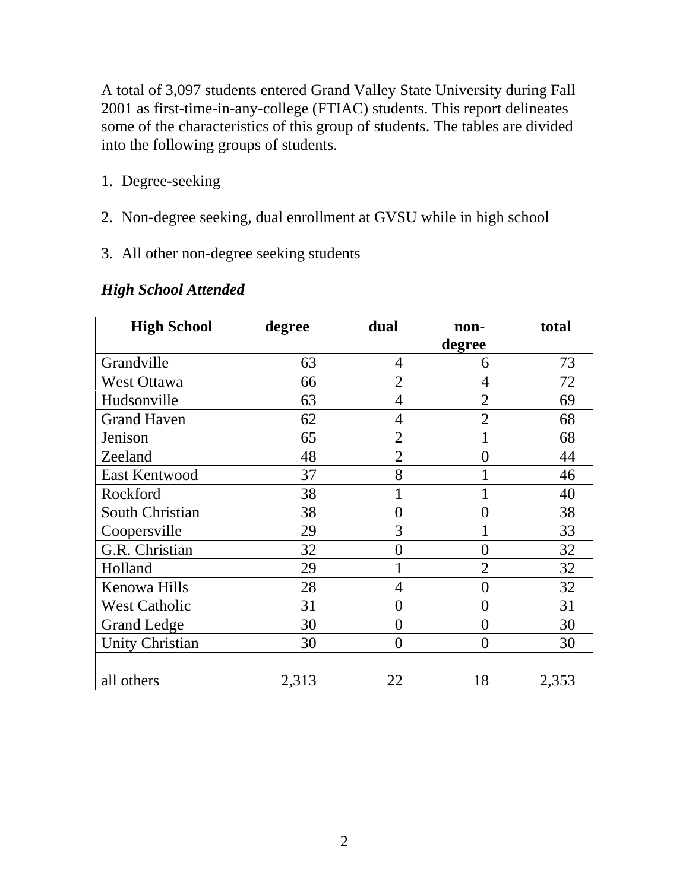A total of 3,097 students entered Grand Valley State University during Fall 2001 as first-time-in-any-college (FTIAC) students. This report delineates some of the characteristics of this group of students. The tables are divided into the following groups of students.

1. Degree-seeking
2. Non-degree seeking, dual enrollment at GVSU while in high school
3. All other non-degree seeking students

***High School Attended***

| High School | degree | dual | non-degree | total |
|---|---|---|---|---|
| Grandville | 63 | 4 | 6 | 73 |
| West Ottawa | 66 | 2 | 4 | 72 |
| Hudsonville | 63 | 4 | 2 | 69 |
| Grand Haven | 62 | 4 | 2 | 68 |
| Jenison | 65 | 2 | 1 | 68 |
| Zeeland | 48 | 2 | 0 | 44 |
| East Kentwood | 37 | 8 | 1 | 46 |
| Rockford | 38 | 1 | 1 | 40 |
| South Christian | 38 | 0 | 0 | 38 |
| Coopersville | 29 | 3 | 1 | 33 |
| G.R. Christian | 32 | 0 | 0 | 32 |
| Holland | 29 | 1 | 2 | 32 |
| Kenowa Hills | 28 | 4 | 0 | 32 |
| West Catholic | 31 | 0 | 0 | 31 |
| Grand Ledge | 30 | 0 | 0 | 30 |
| Unity Christian | 30 | 0 | 0 | 30 |
| | | | | |
| all others | 2,313 | 22 | 18 | 2,353 |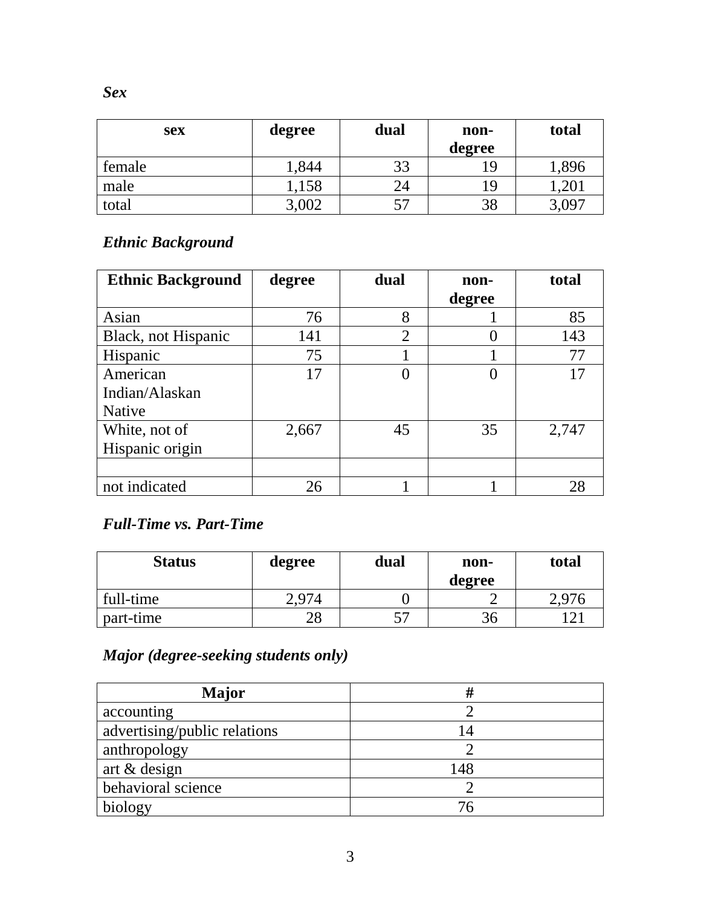***Sex***

| sex | degree | dual | non-degree | total |
|---|---|---|---|---|
| female | 1,844 | 33 | 19 | 1,896 |
| male | 1,158 | 24 | 19 | 1,201 |
| total | 3,002 | 57 | 38 | 3,097 |

***Ethnic Background***

| Ethnic Background | degree | dual | non-degree | total |
|---|---|---|---|---|
| Asian | 76 | 8 | 1 | 85 |
| Black, not Hispanic | 141 | 2 | 0 | 143 |
| Hispanic | 75 | 1 | 1 | 77 |
| American Indian/Alaskan Native | 17 | 0 | 0 | 17 |
| White, not of Hispanic origin | 2,667 | 45 | 35 | 2,747 |
| | | | | |
| not indicated | 26 | 1 | 1 | 28 |

***Full-Time vs. Part-Time***

| Status | degree | dual | non-degree | total |
|---|---|---|---|---|
| full-time | 2,974 | 0 | 2 | 2,976 |
| part-time | 28 | 57 | 36 | 121 |

***Major (degree-seeking students only)***

| Major | # |
|---|---|
| accounting | 2 |
| advertising/public relations | 14 |
| anthropology | 2 |
| art & design | 148 |
| behavioral science | 2 |
| biology | 76 |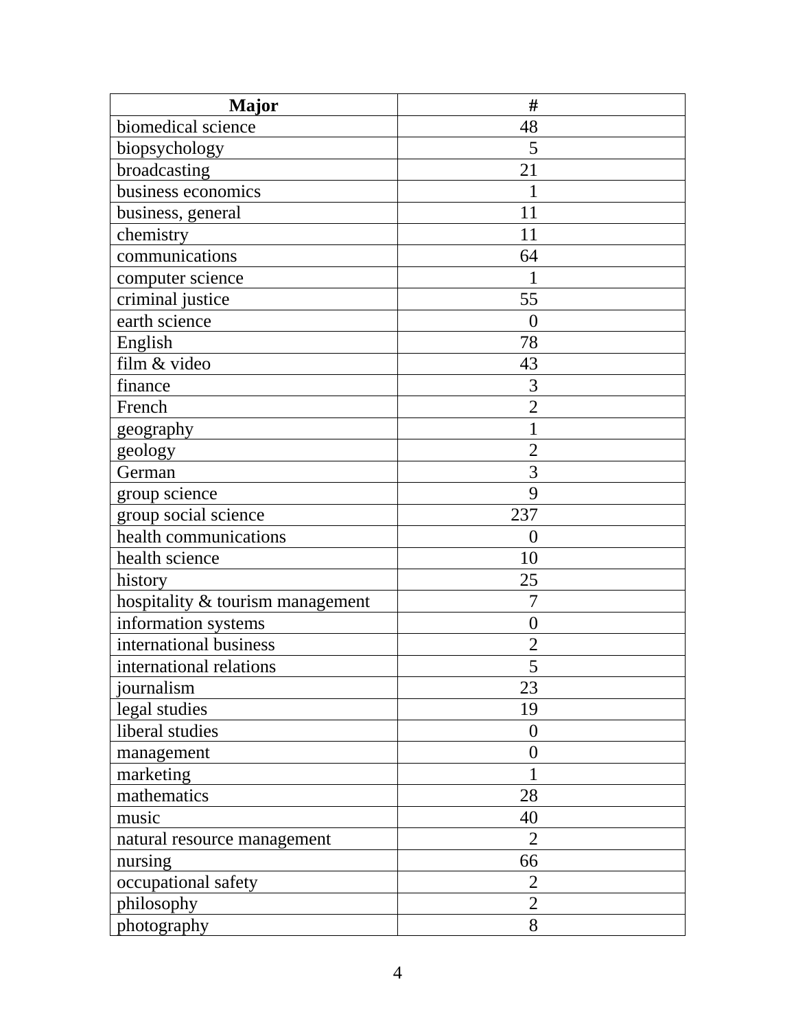| Major | # |
|---|---|
| biomedical science | 48 |
| biopsychology | 5 |
| broadcasting | 21 |
| business economics | 1 |
| business, general | 11 |
| chemistry | 11 |
| communications | 64 |
| computer science | 1 |
| criminal justice | 55 |
| earth science | 0 |
| English | 78 |
| film & video | 43 |
| finance | 3 |
| French | 2 |
| geography | 1 |
| geology | 2 |
| German | 3 |
| group science | 9 |
| group social science | 237 |
| health communications | 0 |
| health science | 10 |
| history | 25 |
| hospitality & tourism management | 7 |
| information systems | 0 |
| international business | 2 |
| international relations | 5 |
| journalism | 23 |
| legal studies | 19 |
| liberal studies | 0 |
| management | 0 |
| marketing | 1 |
| mathematics | 28 |
| music | 40 |
| natural resource management | 2 |
| nursing | 66 |
| occupational safety | 2 |
| philosophy | 2 |
| photography | 8 |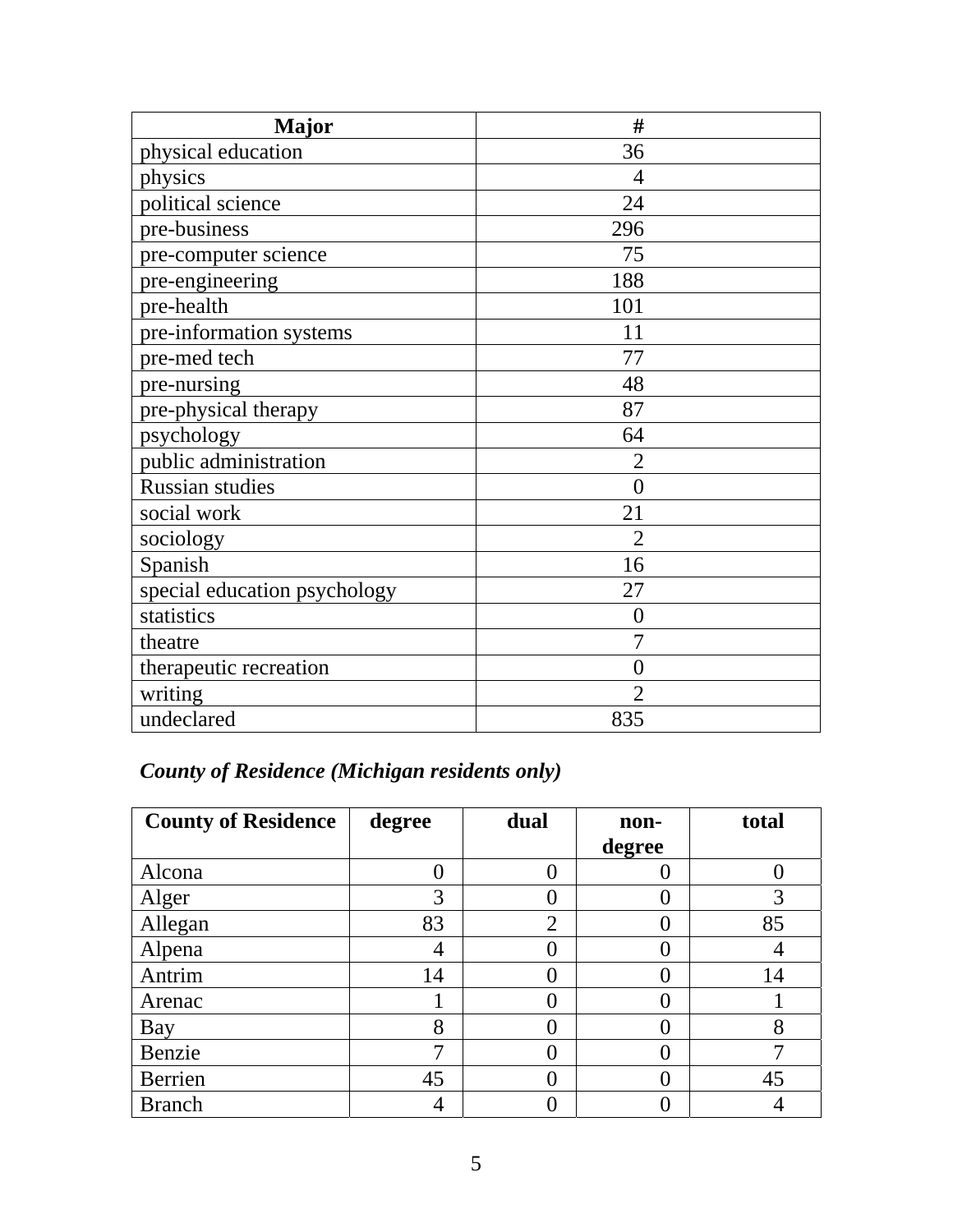| Major | # |
|---|---|
| physical education | 36 |
| physics | 4 |
| political science | 24 |
| pre-business | 296 |
| pre-computer science | 75 |
| pre-engineering | 188 |
| pre-health | 101 |
| pre-information systems | 11 |
| pre-med tech | 77 |
| pre-nursing | 48 |
| pre-physical therapy | 87 |
| psychology | 64 |
| public administration | 2 |
| Russian studies | 0 |
| social work | 21 |
| sociology | 2 |
| Spanish | 16 |
| special education psychology | 27 |
| statistics | 0 |
| theatre | 7 |
| therapeutic recreation | 0 |
| writing | 2 |
| undeclared | 835 |

***County of Residence (Michigan residents only)***

| County of Residence | degree | dual | non-degree | total |
|---|---|---|---|---|
| Alcona | 0 | 0 | 0 | 0 |
| Alger | 3 | 0 | 0 | 3 |
| Allegan | 83 | 2 | 0 | 85 |
| Alpena | 4 | 0 | 0 | 4 |
| Antrim | 14 | 0 | 0 | 14 |
| Arenac | 1 | 0 | 0 | 1 |
| Bay | 8 | 0 | 0 | 8 |
| Benzie | 7 | 0 | 0 | 7 |
| Berrien | 45 | 0 | 0 | 45 |
| Branch | 4 | 0 | 0 | 4 |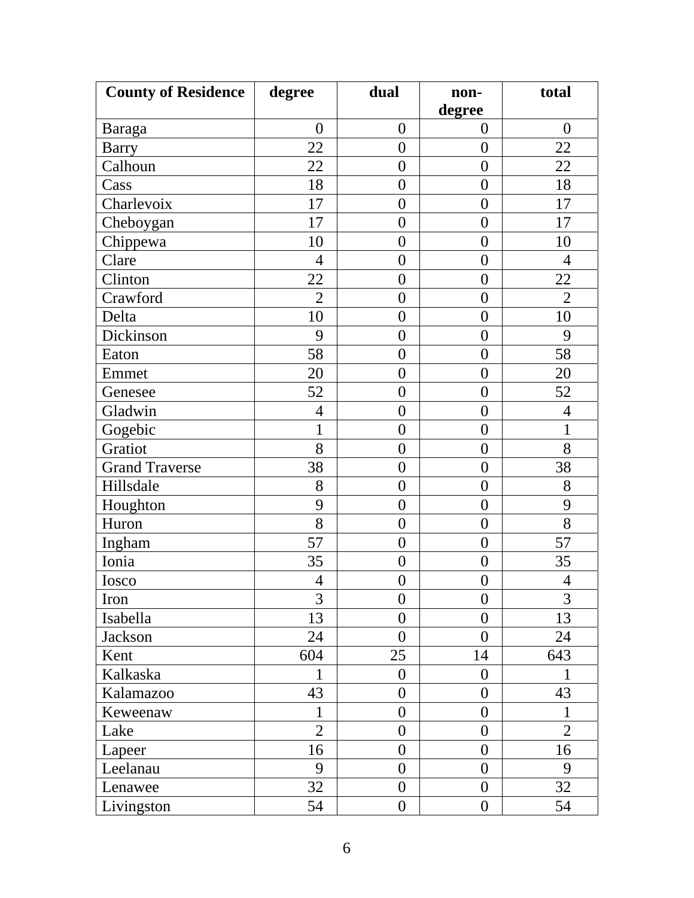| County of Residence | degree | dual | non-degree | total |
|---|---|---|---|---|
| Baraga | 0 | 0 | 0 | 0 |
| Barry | 22 | 0 | 0 | 22 |
| Calhoun | 22 | 0 | 0 | 22 |
| Cass | 18 | 0 | 0 | 18 |
| Charlevoix | 17 | 0 | 0 | 17 |
| Cheboygan | 17 | 0 | 0 | 17 |
| Chippewa | 10 | 0 | 0 | 10 |
| Clare | 4 | 0 | 0 | 4 |
| Clinton | 22 | 0 | 0 | 22 |
| Crawford | 2 | 0 | 0 | 2 |
| Delta | 10 | 0 | 0 | 10 |
| Dickinson | 9 | 0 | 0 | 9 |
| Eaton | 58 | 0 | 0 | 58 |
| Emmet | 20 | 0 | 0 | 20 |
| Genesee | 52 | 0 | 0 | 52 |
| Gladwin | 4 | 0 | 0 | 4 |
| Gogebic | 1 | 0 | 0 | 1 |
| Gratiot | 8 | 0 | 0 | 8 |
| Grand Traverse | 38 | 0 | 0 | 38 |
| Hillsdale | 8 | 0 | 0 | 8 |
| Houghton | 9 | 0 | 0 | 9 |
| Huron | 8 | 0 | 0 | 8 |
| Ingham | 57 | 0 | 0 | 57 |
| Ionia | 35 | 0 | 0 | 35 |
| Iosco | 4 | 0 | 0 | 4 |
| Iron | 3 | 0 | 0 | 3 |
| Isabella | 13 | 0 | 0 | 13 |
| Jackson | 24 | 0 | 0 | 24 |
| Kent | 604 | 25 | 14 | 643 |
| Kalkaska | 1 | 0 | 0 | 1 |
| Kalamazoo | 43 | 0 | 0 | 43 |
| Keweenaw | 1 | 0 | 0 | 1 |
| Lake | 2 | 0 | 0 | 2 |
| Lapeer | 16 | 0 | 0 | 16 |
| Leelanau | 9 | 0 | 0 | 9 |
| Lenawee | 32 | 0 | 0 | 32 |
| Livingston | 54 | 0 | 0 | 54 |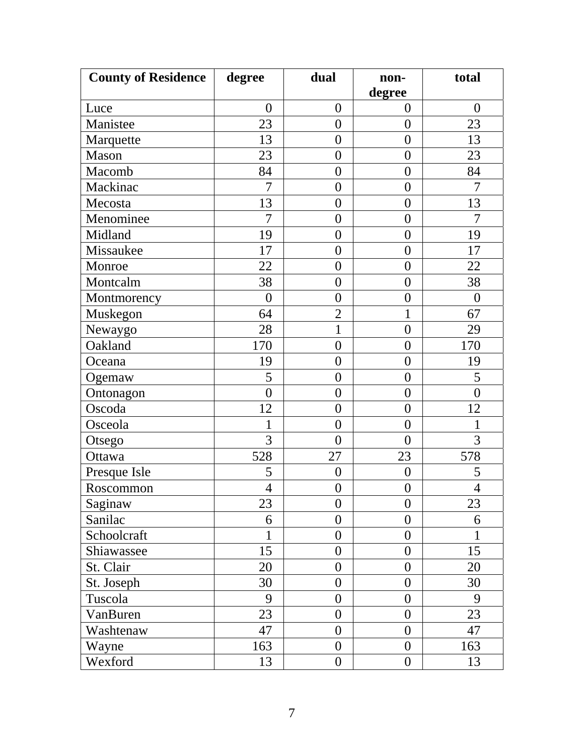| County of Residence | degree | dual | non-degree | total |
| --- | --- | --- | --- | --- |
| Luce | 0 | 0 | 0 | 0 |
| Manistee | 23 | 0 | 0 | 23 |
| Marquette | 13 | 0 | 0 | 13 |
| Mason | 23 | 0 | 0 | 23 |
| Macomb | 84 | 0 | 0 | 84 |
| Mackinac | 7 | 0 | 0 | 7 |
| Mecosta | 13 | 0 | 0 | 13 |
| Menominee | 7 | 0 | 0 | 7 |
| Midland | 19 | 0 | 0 | 19 |
| Missaukee | 17 | 0 | 0 | 17 |
| Monroe | 22 | 0 | 0 | 22 |
| Montcalm | 38 | 0 | 0 | 38 |
| Montmorency | 0 | 0 | 0 | 0 |
| Muskegon | 64 | 2 | 1 | 67 |
| Newaygo | 28 | 1 | 0 | 29 |
| Oakland | 170 | 0 | 0 | 170 |
| Oceana | 19 | 0 | 0 | 19 |
| Ogemaw | 5 | 0 | 0 | 5 |
| Ontonagon | 0 | 0 | 0 | 0 |
| Oscoda | 12 | 0 | 0 | 12 |
| Osceola | 1 | 0 | 0 | 1 |
| Otsego | 3 | 0 | 0 | 3 |
| Ottawa | 528 | 27 | 23 | 578 |
| Presque Isle | 5 | 0 | 0 | 5 |
| Roscommon | 4 | 0 | 0 | 4 |
| Saginaw | 23 | 0 | 0 | 23 |
| Sanilac | 6 | 0 | 0 | 6 |
| Schoolcraft | 1 | 0 | 0 | 1 |
| Shiawassee | 15 | 0 | 0 | 15 |
| St. Clair | 20 | 0 | 0 | 20 |
| St. Joseph | 30 | 0 | 0 | 30 |
| Tuscola | 9 | 0 | 0 | 9 |
| VanBuren | 23 | 0 | 0 | 23 |
| Washtenaw | 47 | 0 | 0 | 47 |
| Wayne | 163 | 0 | 0 | 163 |
| Wexford | 13 | 0 | 0 | 13 |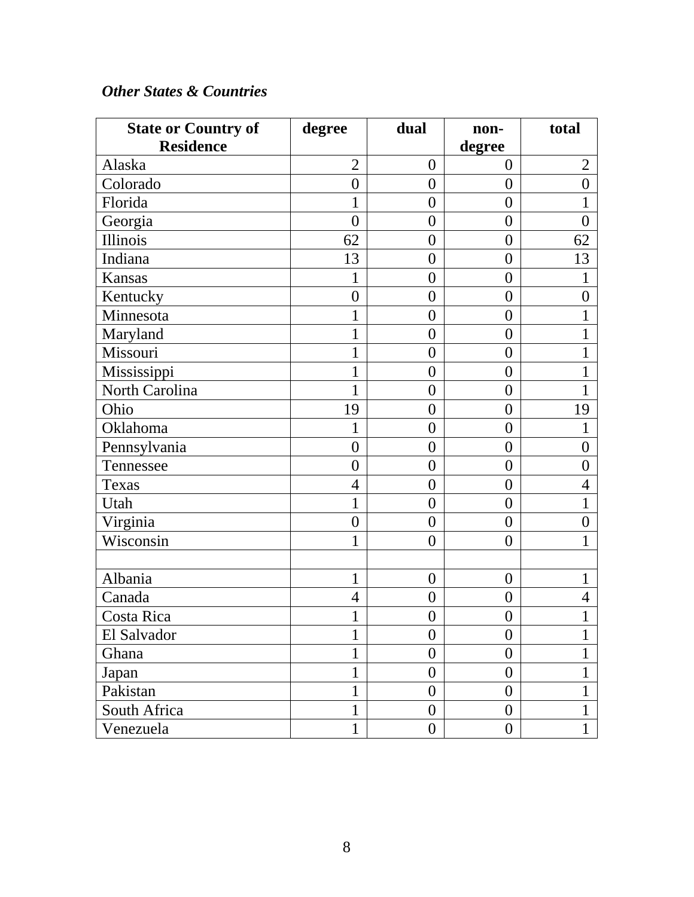### *Other States & Countries*

| State or Country of Residence | degree | dual | non-degree | total |
|---|---|---|---|---|
| Alaska | 2 | 0 | 0 | 2 |
| Colorado | 0 | 0 | 0 | 0 |
| Florida | 1 | 0 | 0 | 1 |
| Georgia | 0 | 0 | 0 | 0 |
| Illinois | 62 | 0 | 0 | 62 |
| Indiana | 13 | 0 | 0 | 13 |
| Kansas | 1 | 0 | 0 | 1 |
| Kentucky | 0 | 0 | 0 | 0 |
| Minnesota | 1 | 0 | 0 | 1 |
| Maryland | 1 | 0 | 0 | 1 |
| Missouri | 1 | 0 | 0 | 1 |
| Mississippi | 1 | 0 | 0 | 1 |
| North Carolina | 1 | 0 | 0 | 1 |
| Ohio | 19 | 0 | 0 | 19 |
| Oklahoma | 1 | 0 | 0 | 1 |
| Pennsylvania | 0 | 0 | 0 | 0 |
| Tennessee | 0 | 0 | 0 | 0 |
| Texas | 4 | 0 | 0 | 4 |
| Utah | 1 | 0 | 0 | 1 |
| Virginia | 0 | 0 | 0 | 0 |
| Wisconsin | 1 | 0 | 0 | 1 |
| | | | | |
| Albania | 1 | 0 | 0 | 1 |
| Canada | 4 | 0 | 0 | 4 |
| Costa Rica | 1 | 0 | 0 | 1 |
| El Salvador | 1 | 0 | 0 | 1 |
| Ghana | 1 | 0 | 0 | 1 |
| Japan | 1 | 0 | 0 | 1 |
| Pakistan | 1 | 0 | 0 | 1 |
| South Africa | 1 | 0 | 0 | 1 |
| Venezuela | 1 | 0 | 0 | 1 |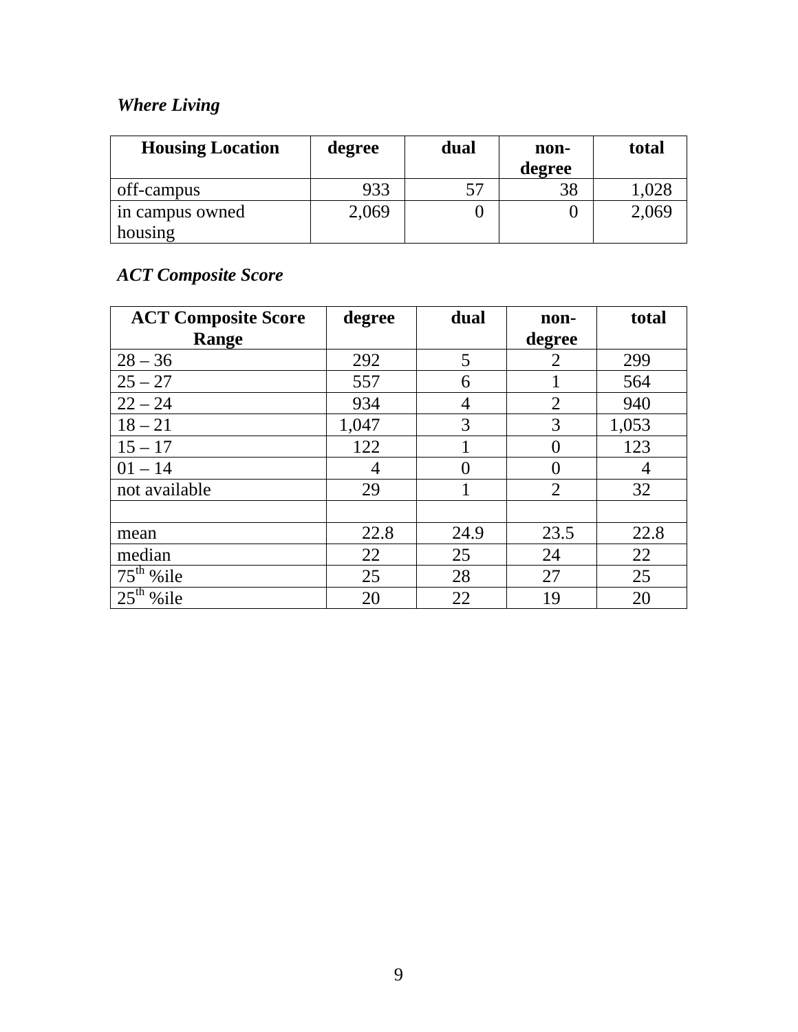***Where Living***

| Housing Location | degree | dual | non-degree | total |
|---|---|---|---|---|
| off-campus | 933 | 57 | 38 | 1,028 |
| in campus owned housing | 2,069 | 0 | 0 | 2,069 |

***ACT Composite Score***

| ACT Composite Score Range | degree | dual | non-degree | total |
|---|---|---|---|---|
| 28 – 36 | 292 | 5 | 2 | 299 |
| 25 – 27 | 557 | 6 | 1 | 564 |
| 22 – 24 | 934 | 4 | 2 | 940 |
| 18 – 21 | 1,047 | 3 | 3 | 1,053 |
| 15 – 17 | 122 | 1 | 0 | 123 |
| 01 – 14 | 4 | 0 | 0 | 4 |
| not available | 29 | 1 | 2 | 32 |
| | | | | |
| mean | 22.8 | 24.9 | 23.5 | 22.8 |
| median | 22 | 25 | 24 | 22 |
| 75th %ile | 25 | 28 | 27 | 25 |
| 25th %ile | 20 | 22 | 19 | 20 |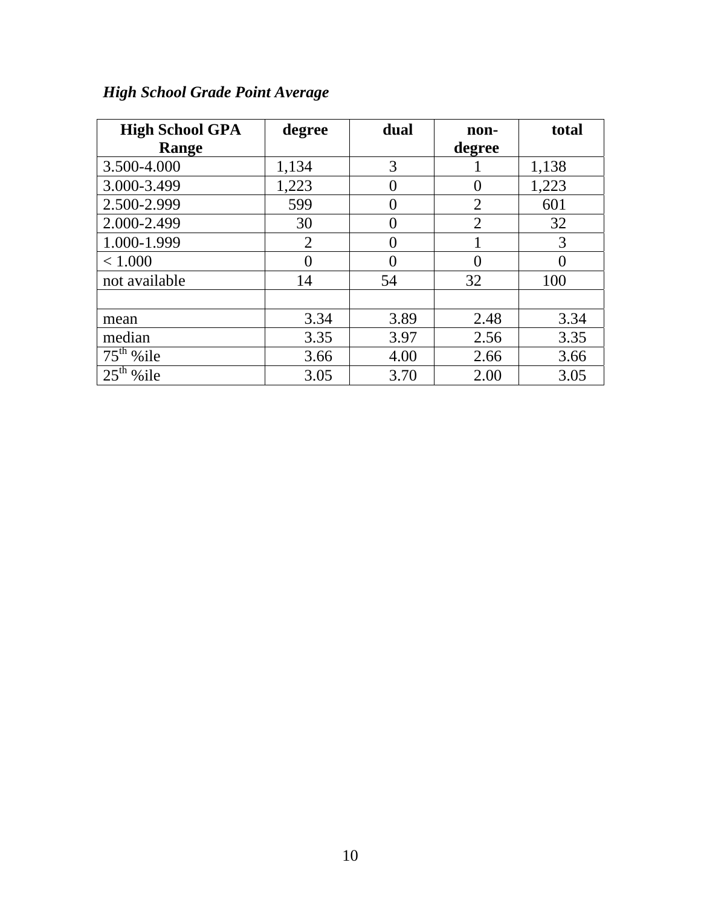***High School Grade Point Average***

| High School GPA Range | degree | dual | non-degree | total |
|---|---|---|---|---|
| 3.500-4.000 | 1,134 | 3 | 1 | 1,138 |
| 3.000-3.499 | 1,223 | 0 | 0 | 1,223 |
| 2.500-2.999 | 599 | 0 | 2 | 601 |
| 2.000-2.499 | 30 | 0 | 2 | 32 |
| 1.000-1.999 | 2 | 0 | 1 | 3 |
| < 1.000 | 0 | 0 | 0 | 0 |
| not available | 14 | 54 | 32 | 100 |
| | | | | |
| mean | 3.34 | 3.89 | 2.48 | 3.34 |
| median | 3.35 | 3.97 | 2.56 | 3.35 |
| $75^{th}$ %ile | 3.66 | 4.00 | 2.66 | 3.66 |
| $25^{th}$ %ile | 3.05 | 3.70 | 2.00 | 3.05 |